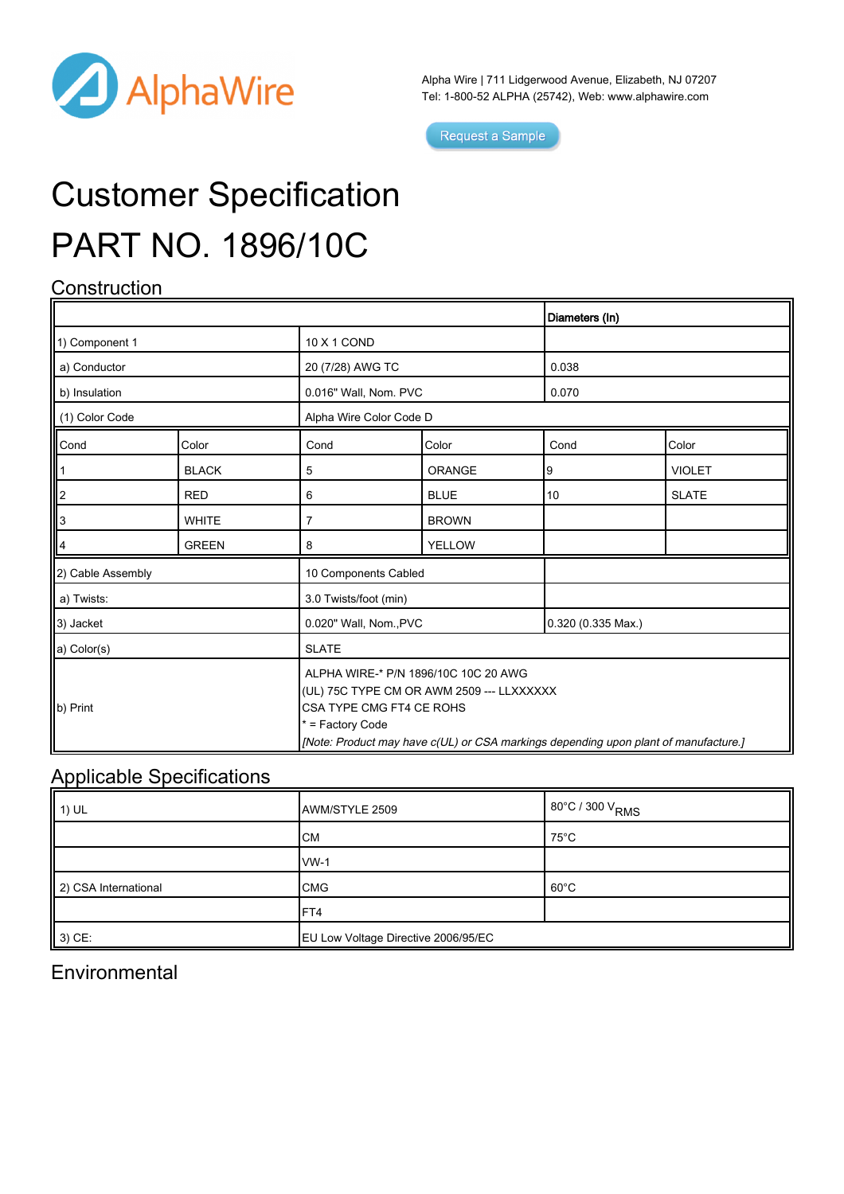Alpha Wire | 711 Lidgerwood Avenue, Elizabeth, NJ 07207
Tel: 1-800-52 ALPHA (25742), Web: www.alphawire.com

Request a Sample

# Customer Specification

# PART NO. 1896/10C

## Construction

| | | Diameters (In) |
|---|---|---|
| 1) Component 1 | 10 X 1 COND | |
| a) Conductor | 20 (7/28) AWG TC | 0.038 |
| b) Insulation | 0.016" Wall, Nom. PVC | 0.070 |
| (1) Color Code | Alpha Wire Color Code D | |

| Cond | Color | Cond | Color | Cond | Color |
|---|---|---|---|---|---|
| 1 | BLACK | 5 | ORANGE | 9 | VIOLET |
| 2 | RED | 6 | BLUE | 10 | SLATE |
| 3 | WHITE | 7 | BROWN | | |
| 4 | GREEN | 8 | YELLOW | | |

| | | |
|---|---|---|
| 2) Cable Assembly | 10 Components Cabled | |
| a) Twists: | 3.0 Twists/foot (min) | |
| 3) Jacket | 0.020" Wall, Nom.,PVC | 0.320 (0.335 Max.) |
| a) Color(s) | SLATE | |
| b) Print | ALPHA WIRE-* P/N 1896/10C 10C 20 AWG (UL) 75C TYPE CM OR AWM 2509 --- LLXXXXXX CSA TYPE CMG FT4 CE ROHS * = Factory Code *[Note: Product may have c(UL) or CSA markings depending upon plant of manufacture.]* | |

## Applicable Specifications

| | | |
|---|---|---|
| 1) UL | AWM/STYLE 2509 | 80°C / 300 $V_{RMS}$ |
| | CM | 75°C |
| | VW-1 | |
| 2) CSA International | CMG | 60°C |
| | FT4 | |
| 3) CE: | EU Low Voltage Directive 2006/95/EC | |

## Environmental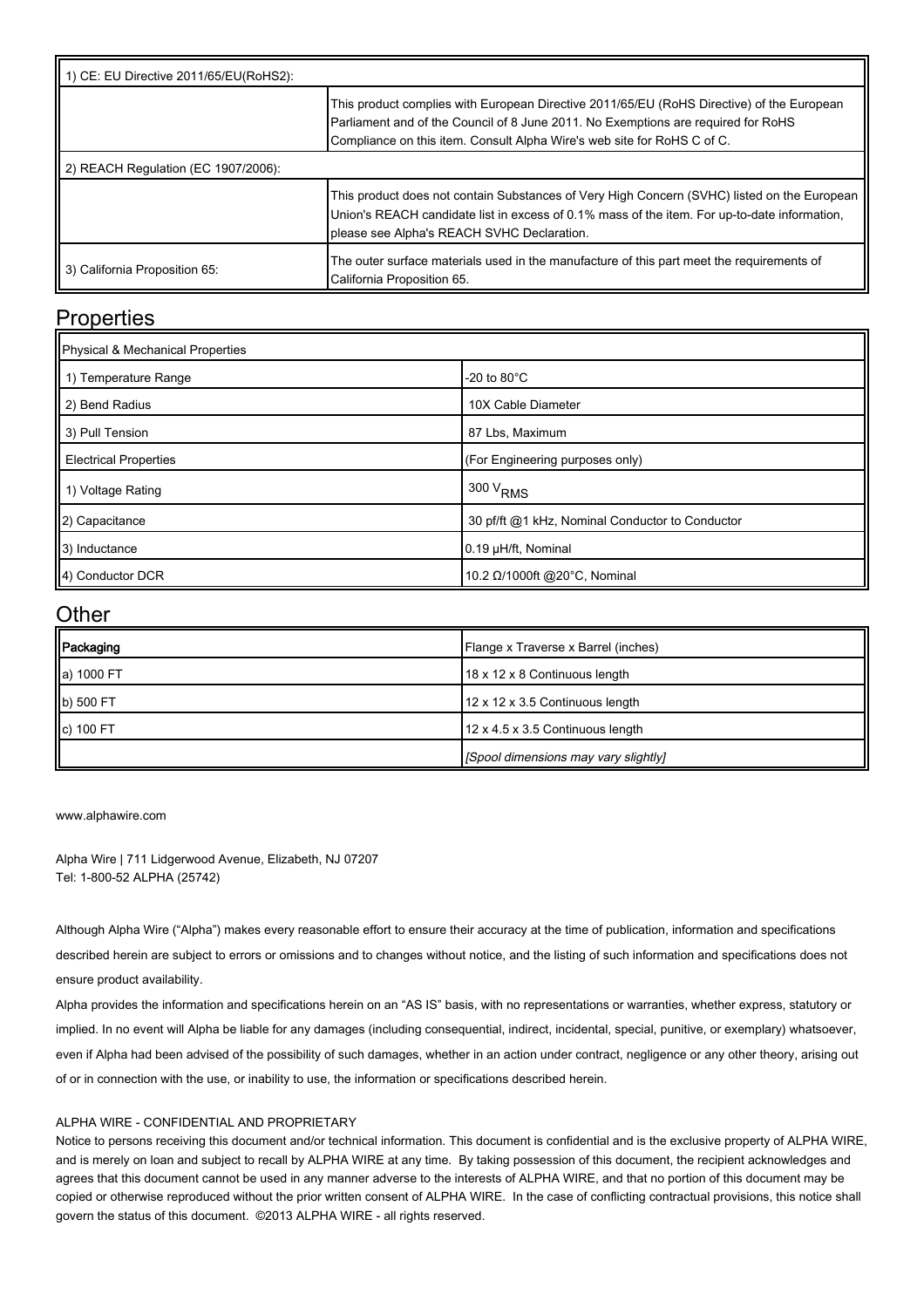| 1) CE: EU Directive 2011/65/EU(RoHS2): | |
|---|---|
| | This product complies with European Directive 2011/65/EU (RoHS Directive) of the European Parliament and of the Council of 8 June 2011. No Exemptions are required for RoHS Compliance on this item. Consult Alpha Wire's web site for RoHS C of C. |
| 2) REACH Regulation (EC 1907/2006): | |
| | This product does not contain Substances of Very High Concern (SVHC) listed on the European Union's REACH candidate list in excess of 0.1% mass of the item. For up-to-date information, please see Alpha's REACH SVHC Declaration. |
| 3) California Proposition 65: | The outer surface materials used in the manufacture of this part meet the requirements of California Proposition 65. |

## Properties

| Physical & Mechanical Properties | |
|---|---|
| 1) Temperature Range | -20 to 80°C |
| 2) Bend Radius | 10X Cable Diameter |
| 3) Pull Tension | 87 Lbs, Maximum |
| Electrical Properties | (For Engineering purposes only) |
| 1) Voltage Rating | 300 $V_{RMS}$ |
| 2) Capacitance | 30 pf/ft @1 kHz, Nominal Conductor to Conductor |
| 3) Inductance | 0.19 µH/ft, Nominal |
| 4) Conductor DCR | 10.2 Ω/1000ft @20°C, Nominal |

## Other

| Packaging | Flange x Traverse x Barrel (inches) |
|---|---|
| a) 1000 FT | 18 x 12 x 8 Continuous length |
| b) 500 FT | 12 x 12 x 3.5 Continuous length |
| c) 100 FT | 12 x 4.5 x 3.5 Continuous length |
| | *[Spool dimensions may vary slightly]* |

www.alphawire.com

Alpha Wire | 711 Lidgerwood Avenue, Elizabeth, NJ 07207
Tel: 1-800-52 ALPHA (25742)

Although Alpha Wire ("Alpha") makes every reasonable effort to ensure their accuracy at the time of publication, information and specifications described herein are subject to errors or omissions and to changes without notice, and the listing of such information and specifications does not ensure product availability.

Alpha provides the information and specifications herein on an "AS IS" basis, with no representations or warranties, whether express, statutory or implied. In no event will Alpha be liable for any damages (including consequential, indirect, incidental, special, punitive, or exemplary) whatsoever, even if Alpha had been advised of the possibility of such damages, whether in an action under contract, negligence or any other theory, arising out of or in connection with the use, or inability to use, the information or specifications described herein.

ALPHA WIRE - CONFIDENTIAL AND PROPRIETARY

Notice to persons receiving this document and/or technical information. This document is confidential and is the exclusive property of ALPHA WIRE, and is merely on loan and subject to recall by ALPHA WIRE at any time. By taking possession of this document, the recipient acknowledges and agrees that this document cannot be used in any manner adverse to the interests of ALPHA WIRE, and that no portion of this document may be copied or otherwise reproduced without the prior written consent of ALPHA WIRE. In the case of conflicting contractual provisions, this notice shall govern the status of this document. ©2013 ALPHA WIRE - all rights reserved.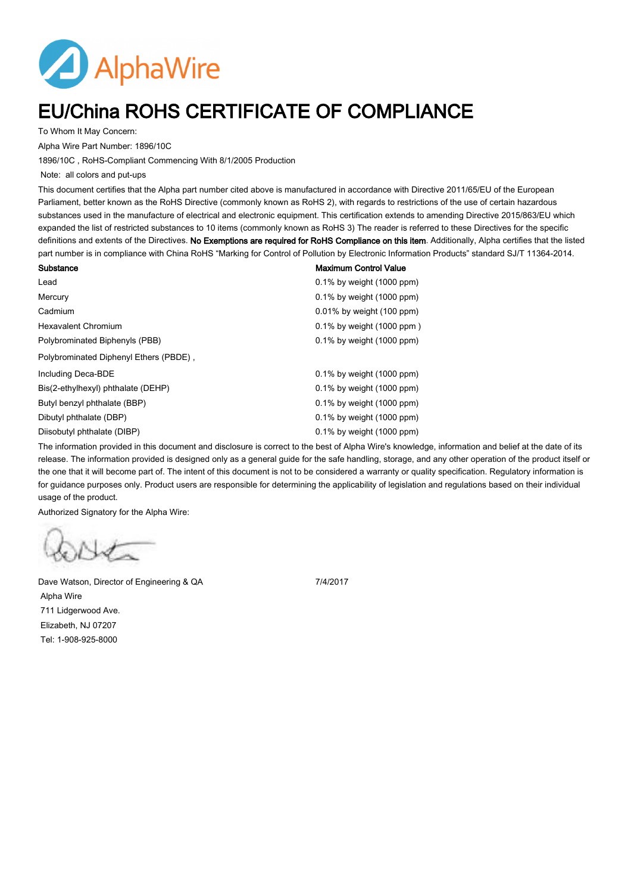AlphaWire

# EU/China ROHS CERTIFICATE OF COMPLIANCE

To Whom It May Concern:

Alpha Wire Part Number: 1896/10C

1896/10C , RoHS-Compliant Commencing With 8/1/2005 Production

Note: all colors and put-ups

This document certifies that the Alpha part number cited above is manufactured in accordance with Directive 2011/65/EU of the European Parliament, better known as the RoHS Directive (commonly known as RoHS 2), with regards to restrictions to the use of certain hazardous substances used in the manufacture of electrical and electronic equipment. This certification extends to amending Directive 2015/863/EU which expanded the list of restricted substances to 10 items (commonly known as RoHS 3) The reader is referred to these Directives for the specific definitions and extents of the Directives. **No Exemptions are required for RoHS Compliance on this item**. Additionally, Alpha certifies that the listed part number is in compliance with China RoHS "Marking for Control of Pollution by Electronic Information Products" standard SJ/T 11364-2014.

| Substance | Maximum Control Value |
|---|---|
| Lead | 0.1% by weight (1000 ppm) |
| Mercury | 0.1% by weight (1000 ppm) |
| Cadmium | 0.01% by weight (100 ppm) |
| Hexavalent Chromium | 0.1% by weight (1000 ppm ) |
| Polybrominated Biphenyls (PBB) | 0.1% by weight (1000 ppm) |
| Polybrominated Diphenyl Ethers (PBDE) , | |
| Including Deca-BDE | 0.1% by weight (1000 ppm) |
| Bis(2-ethylhexyl) phthalate (DEHP) | 0.1% by weight (1000 ppm) |
| Butyl benzyl phthalate (BBP) | 0.1% by weight (1000 ppm) |
| Dibutyl phthalate (DBP) | 0.1% by weight (1000 ppm) |
| Diisobutyl phthalate (DIBP) | 0.1% by weight (1000 ppm) |

The information provided in this document and disclosure is correct to the best of Alpha Wire's knowledge, information and belief at the date of its release. The information provided is designed only as a general guide for the safe handling, storage, and any other operation of the product itself or the one that it will become part of. The intent of this document is not to be considered a warranty or quality specification. Regulatory information is for guidance purposes only. Product users are responsible for determining the applicability of legislation and regulations based on their individual usage of the product.

Authorized Signatory for the Alpha Wire:

Dave Watson, Director of Engineering & QA    7/4/2017

Alpha Wire

711 Lidgerwood Ave.

Elizabeth, NJ 07207

Tel: 1-908-925-8000